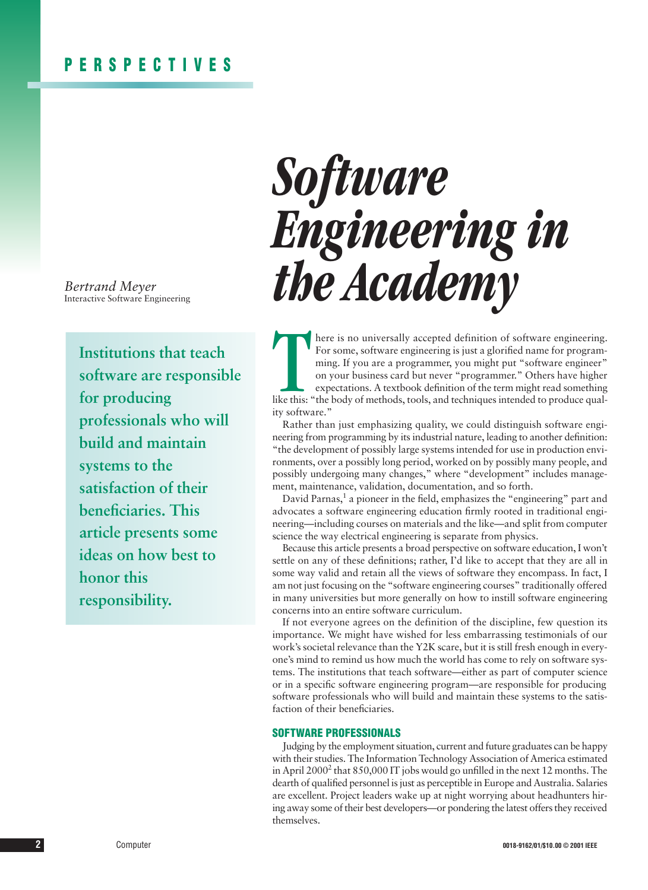# Software Engineering in the Academy

*Bertrand Meyer*
Interactive Software Engineering

**Institutions that teach software are responsible for producing professionals who will build and maintain systems to the satisfaction of their beneficiaries. This article presents some ideas on how best to honor this responsibility.**

There is no universally accepted definition of software engineering. For some, software engineering is just a glorified name for programming. If you are a programmer, you might put "software engineer" on your business card but never "programmer." Others have higher expectations. A textbook definition of the term might read something like this: "the body of methods, tools, and techniques intended to produce quality software."

Rather than just emphasizing quality, we could distinguish software engineering from programming by its industrial nature, leading to another definition: "the development of possibly large systems intended for use in production environments, over a possibly long period, worked on by possibly many people, and possibly undergoing many changes," where "development" includes management, maintenance, validation, documentation, and so forth.

David Parnas,[1] a pioneer in the field, emphasizes the "engineering" part and advocates a software engineering education firmly rooted in traditional engineering—including courses on materials and the like—and split from computer science the way electrical engineering is separate from physics.

Because this article presents a broad perspective on software education, I won't settle on any of these definitions; rather, I'd like to accept that they are all in some way valid and retain all the views of software they encompass. In fact, I am not just focusing on the "software engineering courses" traditionally offered in many universities but more generally on how to instill software engineering concerns into an entire software curriculum.

If not everyone agrees on the definition of the discipline, few question its importance. We might have wished for less embarrassing testimonials of our work's societal relevance than the Y2K scare, but it is still fresh enough in everyone's mind to remind us how much the world has come to rely on software systems. The institutions that teach software—either as part of computer science or in a specific software engineering program—are responsible for producing software professionals who will build and maintain these systems to the satisfaction of their beneficiaries.

## SOFTWARE PROFESSIONALS

Judging by the employment situation, current and future graduates can be happy with their studies. The Information Technology Association of America estimated in April 2000[2] that 850,000 IT jobs would go unfilled in the next 12 months. The dearth of qualified personnel is just as perceptible in Europe and Australia. Salaries are excellent. Project leaders wake up at night worrying about headhunters hiring away some of their best developers—or pondering the latest offers they received themselves.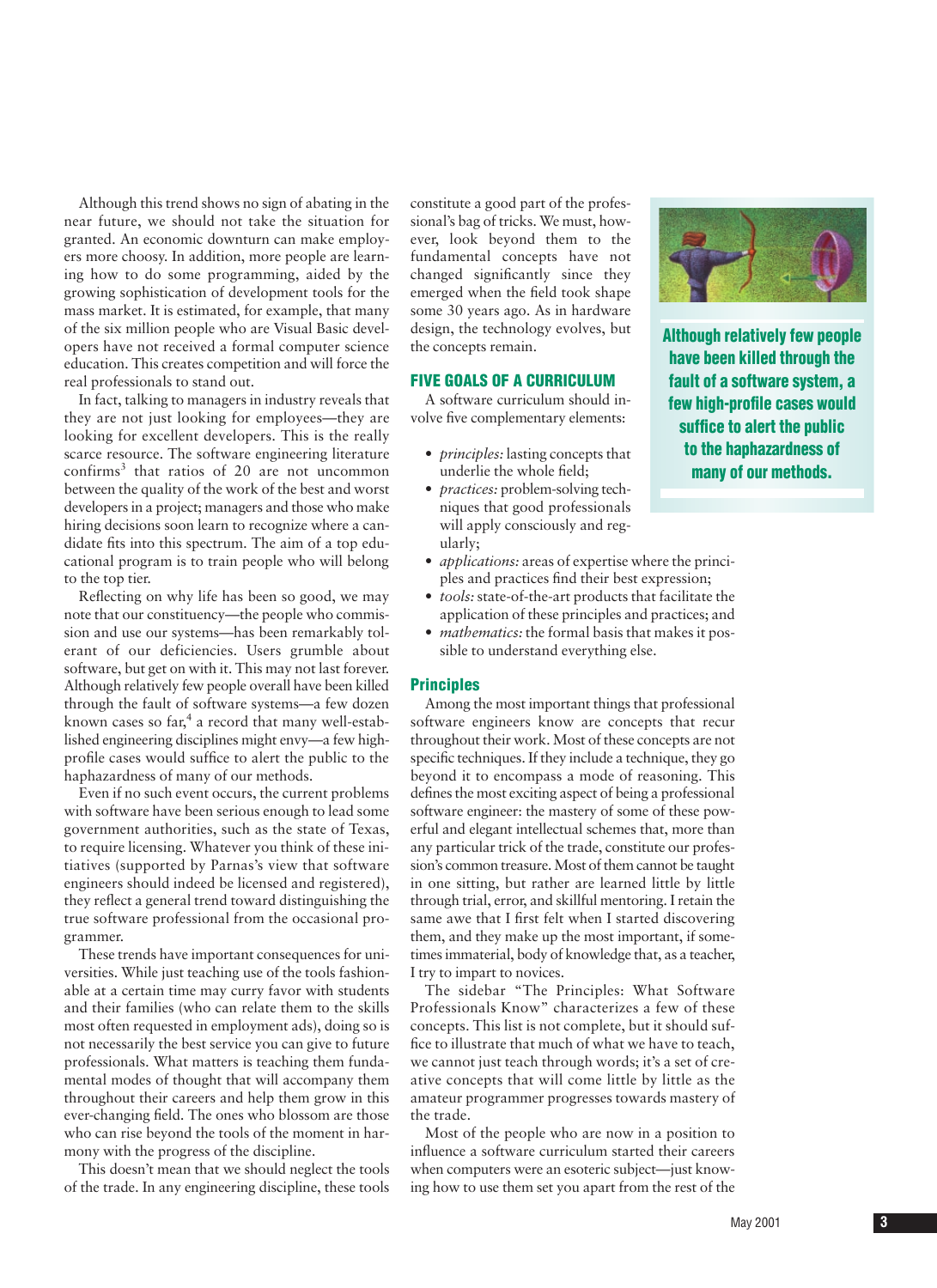Although this trend shows no sign of abating in the near future, we should not take the situation for granted. An economic downturn can make employers more choosy. In addition, more people are learning how to do some programming, aided by the growing sophistication of development tools for the mass market. It is estimated, for example, that many of the six million people who are Visual Basic developers have not received a formal computer science education. This creates competition and will force the real professionals to stand out.

In fact, talking to managers in industry reveals that they are not just looking for employees—they are looking for excellent developers. This is the really scarce resource. The software engineering literature confirms[3] that ratios of 20 are not uncommon between the quality of the work of the best and worst developers in a project; managers and those who make hiring decisions soon learn to recognize where a candidate fits into this spectrum. The aim of a top educational program is to train people who will belong to the top tier.

Reflecting on why life has been so good, we may note that our constituency—the people who commission and use our systems—has been remarkably tolerant of our deficiencies. Users grumble about software, but get on with it. This may not last forever. Although relatively few people overall have been killed through the fault of software systems—a few dozen known cases so far,[4] a record that many well-established engineering disciplines might envy—a few high-profile cases would suffice to alert the public to the haphazardness of many of our methods.

Even if no such event occurs, the current problems with software have been serious enough to lead some government authorities, such as the state of Texas, to require licensing. Whatever you think of these initiatives (supported by Parnas's view that software engineers should indeed be licensed and registered), they reflect a general trend toward distinguishing the true software professional from the occasional programmer.

These trends have important consequences for universities. While just teaching use of the tools fashionable at a certain time may curry favor with students and their families (who can relate them to the skills most often requested in employment ads), doing so is not necessarily the best service you can give to future professionals. What matters is teaching fundamental modes of thought that will accompany them throughout their careers and help them grow in this ever-changing field. The ones who blossom are those who can rise beyond the tools of the moment in harmony with the progress of the discipline.

This doesn't mean that we should neglect the tools of the trade. In any engineering discipline, these tools constitute a good part of the professional's bag of tricks. We must, however, look beyond them to the fundamental concepts have not changed significantly since they emerged when the field took shape some 30 years ago. As in hardware design, the technology evolves, but the concepts remain.

**Although relatively few people have been killed through the fault of a software system, a few high-profile cases would suffice to alert the public to the haphazardness of many of our methods.**

## FIVE GOALS OF A CURRICULUM

A software curriculum should involve five complementary elements:

- *principles:* lasting concepts that underlie the whole field;
- *practices:* problem-solving techniques that good professionals will apply consciously and regularly;
- *applications:* areas of expertise where the principles and practices find their best expression;
- *tools:* state-of-the-art products that facilitate the application of these principles and practices; and
- *mathematics:* the formal basis that makes it possible to understand everything else.

### Principles

Among the most important things that professional software engineers know are concepts that recur throughout their work. Most of these concepts are not specific techniques. If they include a technique, they go beyond it to encompass a mode of reasoning. This defines the most exciting aspect of being a professional software engineer: the mastery of some of these powerful and elegant intellectual schemes that, more than any particular trick of the trade, constitute our profession's common treasure. Most of them cannot be taught in one sitting, but rather are learned little by little through trial, error, and skillful mentoring. I retain the same awe that I first felt when I started discovering them, and they make up the most important, if sometimes immaterial, body of knowledge that, as a teacher, I try to impart to novices.

The sidebar "The Principles: What Software Professionals Know" characterizes a few of these concepts. This list is not complete, but it should suffice to illustrate that much of what we have to teach, we cannot just teach through words; it's a set of creative concepts that will come little by little as the amateur programmer progresses towards mastery of the trade.

Most of the people who are now in a position to influence a software curriculum started their careers when computers were an esoteric subject—just knowing how to use them set you apart from the rest of the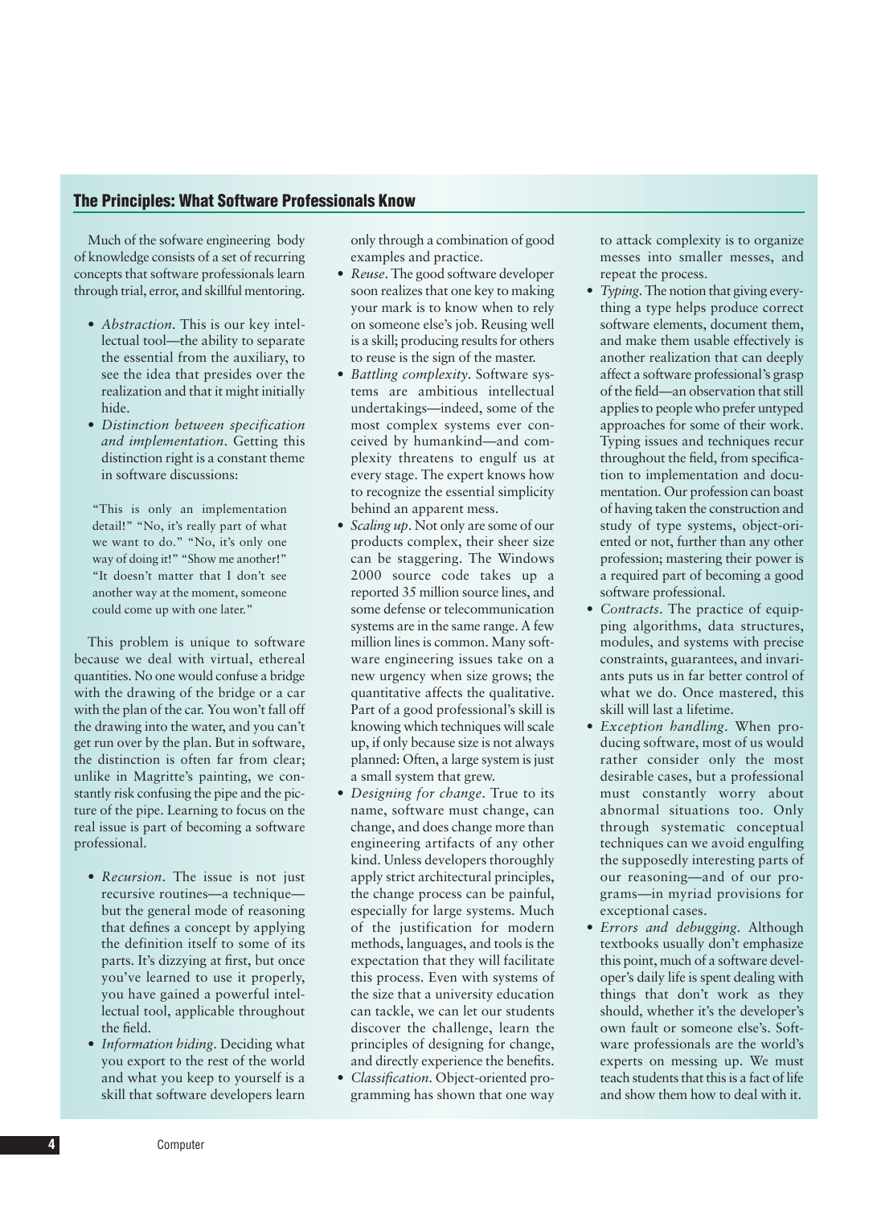## The Principles: What Software Professionals Know

Much of the sofware engineering body of knowledge consists of a set of recurring concepts that software professionals learn through trial, error, and skillful mentoring.

- *Abstraction.* This is our key intellectual tool—the ability to separate the essential from the auxiliary, to see the idea that presides over the realization and that it might initially hide.
- *Distinction between specification and implementation.* Getting this distinction right is a constant theme in software discussions:

> "This is only an implementation detail!" "No, it's really part of what we want to do." "No, it's only one way of doing it!" "Show me another!" "It doesn't matter that I don't see another way at the moment, someone could come up with one later."

This problem is unique to software because we deal with virtual, ethereal quantities. No one would confuse a bridge with the drawing of the bridge or a car with the plan of the car. You won't fall off the drawing into the water, and you can't get run over by the plan. But in software, the distinction is often far from clear; unlike in Magritte's painting, we constantly risk confusing the pipe and the picture of the pipe. Learning to focus on the real issue is part of becoming a software professional.

- *Recursion.* The issue is not just recursive routines—a technique—but the general mode of reasoning that defines a concept by applying the definition itself to some of its parts. It's dizzying at first, but once you've learned to use it properly, you have gained a powerful intellectual tool, applicable throughout the field.
- *Information hiding.* Deciding what you export to the rest of the world and what you keep to yourself is a skill that software developers learn only through a combination of good examples and practice.
- *Reuse.* The good software developer soon realizes that one key to making your mark is to know when to rely on someone else's job. Reusing well is a skill; producing results for others to reuse is the sign of the master.
- *Battling complexity.* Software systems are ambitious intellectual undertakings—indeed, some of the most complex systems ever conceived by humankind—and complexity threatens to engulf us at every stage. The expert knows how to recognize the essential simplicity behind an apparent mess.
- *Scaling up.* Not only are some of our products complex, their sheer size can be staggering. The Windows 2000 source code takes up a reported 35 million source lines, and some defense or telecommunication systems are in the same range. A few million lines is common. Many software engineering issues take on a new urgency when size grows; the quantitative affects the qualitative. Part of a good professional's skill is knowing which techniques will scale up, if only because size is not always planned: Often, a large system is just a small system that grew.
- *Designing for change.* True to its name, software must change, can change, and does change more than engineering artifacts of any other kind. Unless developers thoroughly apply strict architectural principles, the change process can be painful, especially for large systems. Much of the justification for modern methods, languages, and tools is the expectation that they will facilitate this process. Even with systems of the size that a university education can tackle, we can let our students discover the challenge, learn the principles of designing for change, and directly experience the benefits.
- *Classification.* Object-oriented programming has shown that one way to attack complexity is to organize messes into smaller messes, and repeat the process.
- *Typing.* The notion that giving everything a type helps produce correct software elements, document them, and make them usable effectively is another realization that can deeply affect a software professional's grasp of the field—an observation that still applies to people who prefer untyped approaches for some of their work. Typing issues and techniques recur throughout the field, from specification to implementation and documentation. Our profession can boast of having taken the construction and study of type systems, object-oriented or not, further than any other profession; mastering their power is a required part of becoming a good software professional.
- *Contracts.* The practice of equipping algorithms, data structures, modules, and systems with precise constraints, guarantees, and invariants puts us in far better control of what we do. Once mastered, this skill will last a lifetime.
- *Exception handling.* When producing software, most of us would rather consider only the most desirable cases, but a professional must constantly worry about abnormal situations too. Only through systematic conceptual techniques can we avoid engulfing the supposedly interesting parts of our reasoning—and of our programs—in myriad provisions for exceptional cases.
- *Errors and debugging.* Although textbooks usually don't emphasize this point, much of a software developer's daily life is spent dealing with things that don't work as they should, whether it's the developer's own fault or someone else's. Software professionals are the world's experts on messing up. We must teach students that this is a fact of life and show them how to deal with it.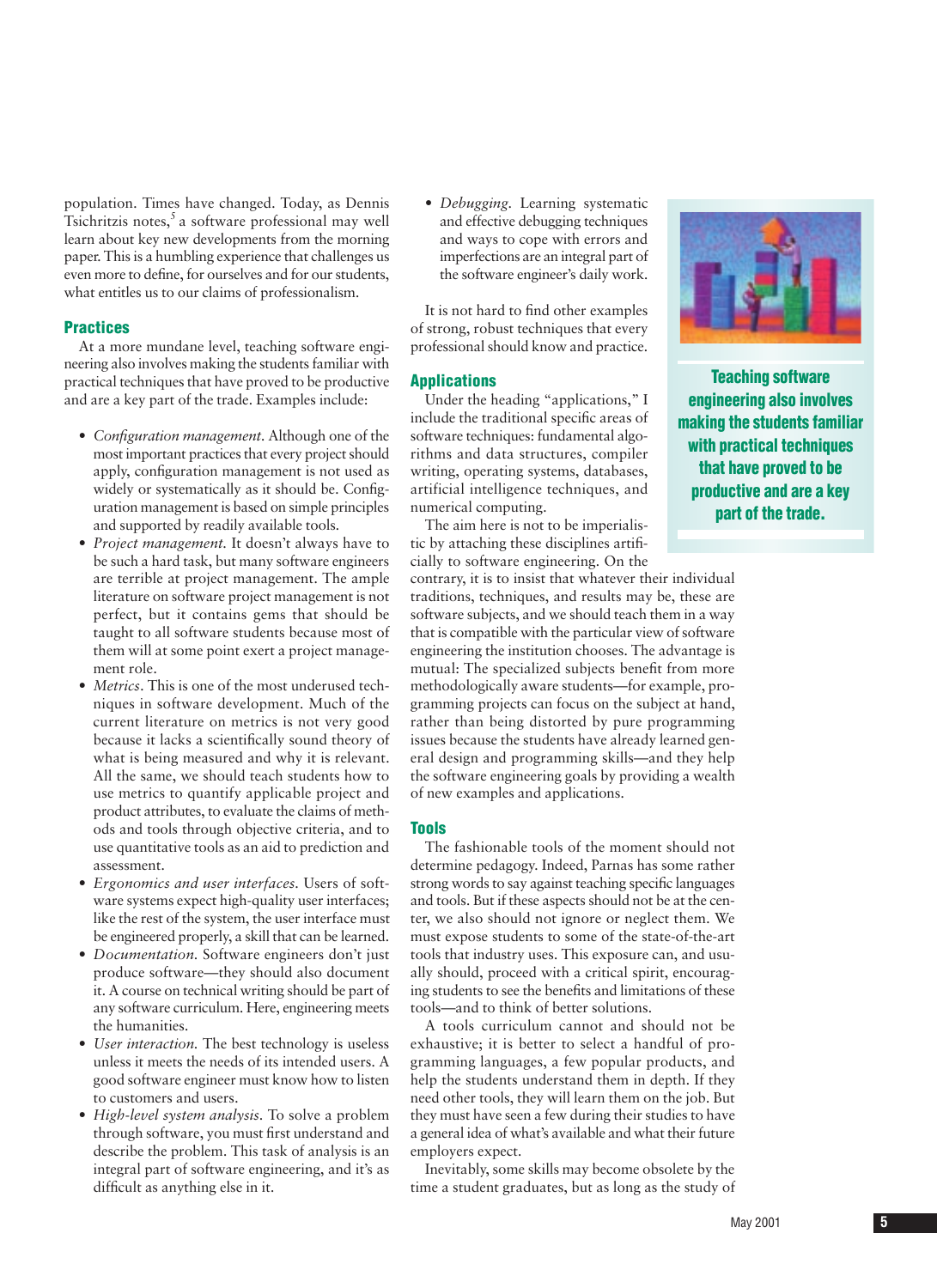population. Times have changed. Today, as Dennis Tsichritzis notes,[5] a software professional may well learn about key new developments from the morning paper. This is a humbling experience that challenges us even more to define, for ourselves and for our students, what entitles us to our claims of professionalism.

### Practices

At a more mundane level, teaching software engineering also involves making the students familiar with practical techniques that have proved to be productive and are a key part of the trade. Examples include:

- *Configuration management.* Although one of the most important practices that every project should apply, configuration management is not used as widely or systematically as it should be. Configuration management is based on simple principles and supported by readily available tools.
- *Project management.* It doesn't always have to be such a hard task, but many software engineers are terrible at project management. The ample literature on software project management is not perfect, but it contains gems that should be taught to all software students because most of them will at some point exert a project management role.
- *Metrics.* This is one of the most underused techniques in software development. Much of the current literature on metrics is not very good because it lacks a scientifically sound theory of what is being measured and why it is relevant. All the same, we should teach students how to use metrics to quantify applicable project and product attributes, to evaluate the claims of methods and tools through objective criteria, and to use quantitative tools as an aid to prediction and assessment.
- *Ergonomics and user interfaces.* Users of software systems expect high-quality user interfaces; like the rest of the system, the user interface must be engineered properly, a skill that can be learned.
- *Documentation.* Software engineers don't just produce software—they should also document it. A course on technical writing should be part of any software curriculum. Here, engineering meets the humanities.
- *User interaction.* The best technology is useless unless it meets the needs of its intended users. A good software engineer must know how to listen to customers and users.
- *High-level system analysis.* To solve a problem through software, you must first understand and describe the problem. This task of analysis is an integral part of software engineering, and it's as difficult as anything else in it.
- *Debugging.* Learning systematic and effective debugging techniques and ways to cope with errors and imperfections are an integral part of the software engineer's daily work.

It is not hard to find other examples of strong, robust techniques that every professional should know and practice.

**Teaching software engineering also involves making the students familiar with practical techniques that have proved to be productive and are a key part of the trade.**

### Applications

Under the heading "applications," I include the traditional specific areas of software techniques: fundamental algorithms and data structures, compiler writing, operating systems, databases, artificial intelligence techniques, and numerical computing.

The aim here is not to be imperialistic by attaching these disciplines artificially to software engineering. On the contrary, it is to insist that whatever their individual traditions, techniques, and results may be, these are software subjects, and we should teach them in a way that is compatible with the particular view of software engineering the institution chooses. The advantage is mutual: The specialized subjects benefit from more methodologically aware students—for example, programming projects can focus on the subject at hand, rather than being distorted by pure programming issues because the students have already learned general design and programming skills—and they help the software engineering goals by providing a wealth of new examples and applications.

### Tools

The fashionable tools of the moment should not determine pedagogy. Indeed, Parnas has some rather strong words to say against teaching specific languages and tools. But if these aspects should not be at the center, we also should not ignore or neglect them. We must expose students to some of the state-of-the-art tools that industry uses. This exposure can, and usually should, proceed with a critical spirit, encouraging students to see the benefits and limitations of these tools—and to think of better solutions.

A tools curriculum cannot and should not be exhaustive; it is better to select a handful of programming languages, a few popular products, and help the students understand them in depth. If they need other tools, they will learn them on the job. But they must have seen a few during their studies to have a general idea of what's available and what their future employers expect.

Inevitably, some skills may become obsolete by the time a student graduates, but as long as the study of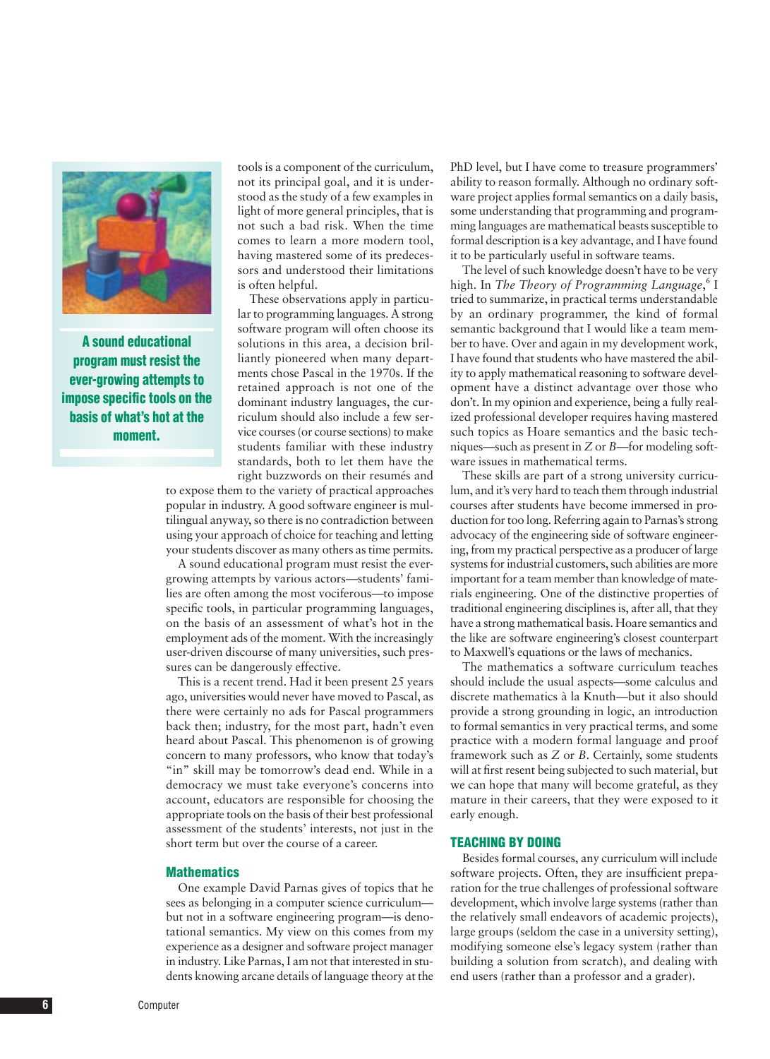tools is a component of the curriculum, not its principal goal, and it is understood as the study of a few examples in light of more general principles, that is not such a bad risk. When the time comes to learn a more modern tool, having mastered some of its predecessors and understood their limitations is often helpful.

These observations apply in particular to programming languages. A strong software program will often choose its solutions in this area, a decision brilliantly pioneered when many departments chose Pascal in the 1970s. If the retained approach is not one of the dominant industry languages, the curriculum should also include a few service courses (or course sections) to make students familiar with these industry standards, both to let them have the right buzzwords on their resumés and to expose them to the variety of practical approaches popular in industry. A good software engineer is multilingual anyway, so there is no contradiction between using your approach of choice for teaching and letting your students discover as many others as time permits.

**A sound educational program must resist the ever-growing attempts to impose specific tools on the basis of what's hot at the moment.**

A sound educational program must resist the ever-growing attempts by various actors—students' families are often among the most vociferous—to impose specific tools, in particular programming languages, on the basis of an assessment of what's hot in the employment ads of the moment. With the increasingly user-driven discourse of many universities, such pressures can be dangerously effective.

This is a recent trend. Had it been present 25 years ago, universities would never have moved to Pascal, as there were certainly no ads for Pascal programmers back then; industry, for the most part, hadn't even heard about Pascal. This phenomenon is of growing concern to many professors, who know that today's "in" skill may be tomorrow's dead end. While in a democracy we must take everyone's concerns into account, educators are responsible for choosing the appropriate tools on the basis of their best professional assessment of the students' interests, not just in the short term but over the course of a career.

## Mathematics

One example David Parnas gives of topics that he sees as belonging in a computer science curriculum—but not in a software engineering program—is denotational semantics. My view on this comes from my experience as a designer and software project manager in industry. Like Parnas, I am not that interested in students knowing arcane details of language theory at the PhD level, but I have come to treasure programmers' ability to reason formally. Although no ordinary software project applies formal semantics on a daily basis, some understanding that programming and programming languages are mathematical beasts susceptible to formal description is a key advantage, and I have found it to be particularly useful in software teams.

The level of such knowledge doesn't have to be very high. In *The Theory of Programming Language*,[6] I tried to summarize, in practical terms understandable by an ordinary programmer, the kind of formal semantic background that I would like a team member to have. Over and again in my development work, I have found that students who have mastered the ability to apply mathematical reasoning to software development have a distinct advantage over those who don't. In my opinion and experience, being a fully realized professional developer requires having mastered such topics as Hoare semantics and the basic techniques—such as present in *Z* or *B*—for modeling software issues in mathematical terms.

These skills are part of a strong university curriculum, and it's very hard to teach them through industrial courses after students have become immersed in production for too long. Referring again to Parnas's strong advocacy of the engineering side of software engineering, from my practical perspective as a producer of large systems for industrial customers, such abilities are more important for a team member than knowledge of materials engineering. One of the distinctive properties of traditional engineering disciplines is, after all, that they have a strong mathematical basis. Hoare semantics and the like are software engineering's closest counterpart to Maxwell's equations or the laws of mechanics.

The mathematics a software curriculum teaches should include the usual aspects—some calculus and discrete mathematics à la Knuth—but it also should provide a strong grounding in logic, an introduction to formal semantics in very practical terms, and some practice with a modern formal language and proof framework such as *Z* or *B*. Certainly, some students will at first resent being subjected to such material, but we can hope that many will become grateful, as they mature in their careers, that they were exposed to it early enough.

## TEACHING BY DOING

Besides formal courses, any curriculum will include software projects. Often, they are insufficient preparation for the true challenges of professional software development, which involve large systems (rather than the relatively small endeavors of academic projects), large groups (seldom the case in a university setting), modifying someone else's legacy system (rather than building a solution from scratch), and dealing with end users (rather than a professor and a grader).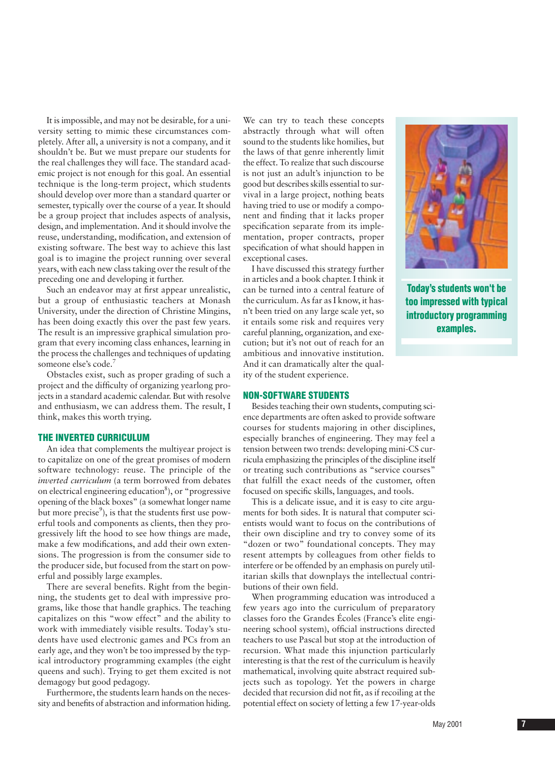It is impossible, and may not be desirable, for a university setting to mimic these circumstances completely. After all, a university is not a company, and it shouldn't be. But we must prepare our students for the real challenges they will face. The standard academic project is not enough for this goal. An essential technique is the long-term project, which students should develop over more than a standard quarter or semester, typically over the course of a year. It should be a group project that includes aspects of analysis, design, and implementation. And it should involve the reuse, understanding, modification, and extension of existing software. The best way to achieve this last goal is to imagine the project running over several years, with each new class taking over the result of the preceding one and developing it further.

Such an endeavor may at first appear unrealistic, but a group of enthusiastic teachers at Monash University, under the direction of Christine Mingins, has been doing exactly this over the past few years. The result is an impressive graphical simulation program that every incoming class enhances, learning in the process the challenges and techniques of updating someone else's code.[7]

Obstacles exist, such as proper grading of such a project and the difficulty of organizing yearlong projects in a standard academic calendar. But with resolve and enthusiasm, we can address them. The result, I think, makes this worth trying.

## THE INVERTED CURRICULUM

An idea that complements the multiyear project is to capitalize on one of the great promises of modern software technology: reuse. The principle of the *inverted curriculum* (a term borrowed from debates on electrical engineering education[8]), or "progressive opening of the black boxes" (a somewhat longer name but more precise[9]), is that the students first use powerful tools and components as clients, then they progressively lift the hood to see how things are made, make a few modifications, and add their own extensions. The progression is from the consumer side to the producer side, but focused from the start on powerful and possibly large examples.

There are several benefits. Right from the beginning, the students get to deal with impressive programs, like those that handle graphics. The teaching capitalizes on this "wow effect" and the ability to work with immediately visible results. Today's students have used electronic games and PCs from an early age, and they won't be too impressed by the typical introductory programming examples (the eight queens and such). Trying to get them excited is not demagogy but good pedagogy.

Furthermore, the students learn hands on the necessity and benefits of abstraction and information hiding. We can try to teach these concepts abstractly through what will often sound to the students like homilies, but the laws of that genre inherently limit the effect. To realize that such discourse is not just an adult's injunction to be good but describes skills essential to survival in a large project, nothing beats having tried to use or modify a component and finding that it lacks proper specification separate from its implementation, proper contracts, proper specification of what should happen in exceptional cases.

I have discussed this strategy further in articles and a book chapter. I think it can be turned into a central feature of the curriculum. As far as I know, it hasn't been tried on any large scale yet, so it entails some risk and requires very careful planning, organization, and execution; but it's not out of reach for an ambitious and innovative institution. And it can dramatically alter the quality of the student experience.

**Today's students won't be too impressed with typical introductory programming examples.**

## NON-SOFTWARE STUDENTS

Besides teaching their own students, computing science departments are often asked to provide software courses for students majoring in other disciplines, especially branches of engineering. They may feel a tension between two trends: developing mini-CS curricula emphasizing the principles of the discipline itself or treating such contributions as "service courses" that fulfill the exact needs of the customer, often focused on specific skills, languages, and tools.

This is a delicate issue, and it is easy to cite arguments for both sides. It is natural that computer scientists would want to focus on the contributions of their own discipline and try to convey some of its "dozen or two" foundational concepts. They may resent attempts by colleagues from other fields to interfere or be offended by an emphasis on purely utilitarian skills that downplays the intellectual contributions of their own field.

When programming education was introduced a few years ago into the curriculum of preparatory classes foro the Grandes Écoles (France's elite engineering school system), official instructions directed teachers to use Pascal but stop at the introduction of recursion. What made this injunction particularly interesting is that the rest of the curriculum is heavily mathematical, involving quite abstract required subjects such as topology. Yet the powers in charge decided that recursion did not fit, as if recoiling at the potential effect on society of letting a few 17-year-olds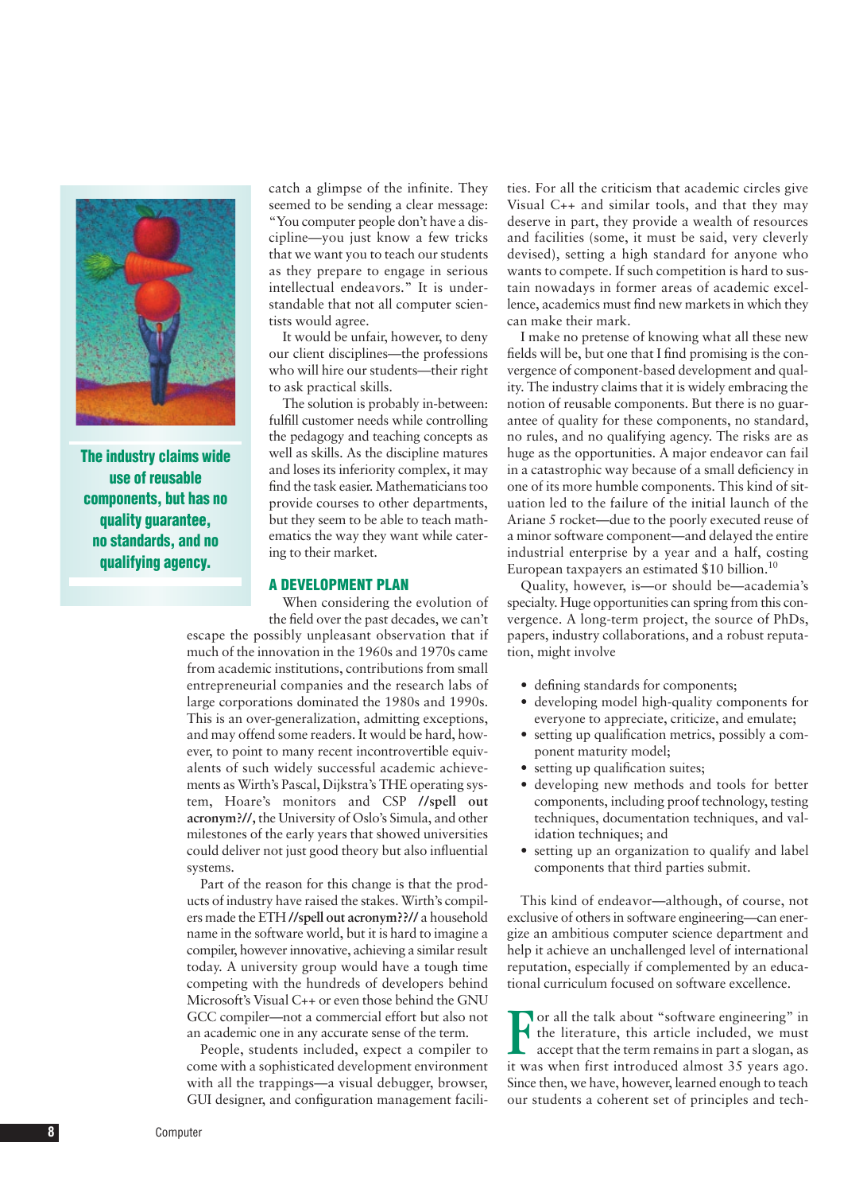catch a glimpse of the infinite. They seemed to be sending a clear message: "You computer people don't have a discipline—you just know a few tricks that we want you to teach our students as they prepare to engage in serious intellectual endeavors." It is understandable that not all computer scientists would agree.

It would be unfair, however, to deny our client disciplines—the professions who will hire our students—their right to ask practical skills.

The solution is probably in-between: fulfill customer needs while controlling the pedagogy and teaching concepts as well as skills. As the discipline matures and loses its inferiority complex, it may find the task easier. Mathematicians too provide courses to other departments, but they seem to be able to teach mathematics the way they want while catering to their market.

**The industry claims wide use of reusable components, but has no quality guarantee, no standards, and no qualifying agency.**

## A DEVELOPMENT PLAN

When considering the evolution of the field over the past decades, we can't escape the possibly unpleasant observation that if much of the innovation in the 1960s and 1970s came from academic institutions, contributions from small entrepreneurial companies and the research labs of large corporations dominated the 1980s and 1990s. This is an over-generalization, admitting exceptions, and may offend some readers. It would be hard, however, to point to many recent incontrovertible equivalents of such widely successful academic achievements as Wirth's Pascal, Dijkstra's THE operating system, Hoare's monitors and CSP **//spell out acronym?//**, the University of Oslo's Simula, and other milestones of the early years that showed universities could deliver not just good theory but also influential systems.

Part of the reason for this change is that the products of industry have raised the stakes. Wirth's compilers made the ETH **//spell out acronym??//** a household name in the software world, but it is hard to imagine a compiler, however innovative, achieving a similar result today. A university group would have a tough time competing with the hundreds of developers behind Microsoft's Visual C++ or even those behind the GNU GCC compiler—not a commercial effort but also not an academic one in any accurate sense of the term.

People, students included, expect a compiler to come with a sophisticated development environment with all the trappings—a visual debugger, browser, GUI designer, and configuration management facilities. For all the criticism that academic circles give Visual C++ and similar tools, and that they may deserve in part, they provide a wealth of resources and facilities (some, it must be said, very cleverly devised), setting a high standard for anyone who wants to compete. If such competition is hard to sustain nowadays in former areas of academic excellence, academics must find new markets in which they can make their mark.

I make no pretense of knowing what all these new fields will be, but one that I find promising is the convergence of component-based development and quality. The industry claims that it is widely embracing the notion of reusable components. But there is no guarantee of quality for these components, no standard, no rules, and no qualifying agency. The risks are as huge as the opportunities. A major endeavor can fail in a catastrophic way because of a small deficiency in one of its more humble components. This kind of situation led to the failure of the initial launch of the Ariane 5 rocket—due to the poorly executed reuse of a minor software component—and delayed the entire industrial enterprise by a year and a half, costing European taxpayers an estimated $10 billion.[10]

Quality, however, is—or should be—academia's specialty. Huge opportunities can spring from this convergence. A long-term project, the source of PhDs, papers, industry collaborations, and a robust reputation, might involve

- defining standards for components;
- developing model high-quality components for everyone to appreciate, criticize, and emulate;
- setting up qualification metrics, possibly a component maturity model;
- setting up qualification suites;
- developing new methods and tools for better components, including proof technology, testing techniques, documentation techniques, and validation techniques; and
- setting up an organization to qualify and label components that third parties submit.

This kind of endeavor—although, of course, not exclusive of others in software engineering—can energize an ambitious computer science department and help it achieve an unchallenged level of international reputation, especially if complemented by an educational curriculum focused on software excellence.

For all the talk about "software engineering" in the literature, this article included, we must accept that the term remains in part a slogan, as it was when first introduced almost 35 years ago. Since then, we have, however, learned enough to teach our students a coherent set of principles and tech-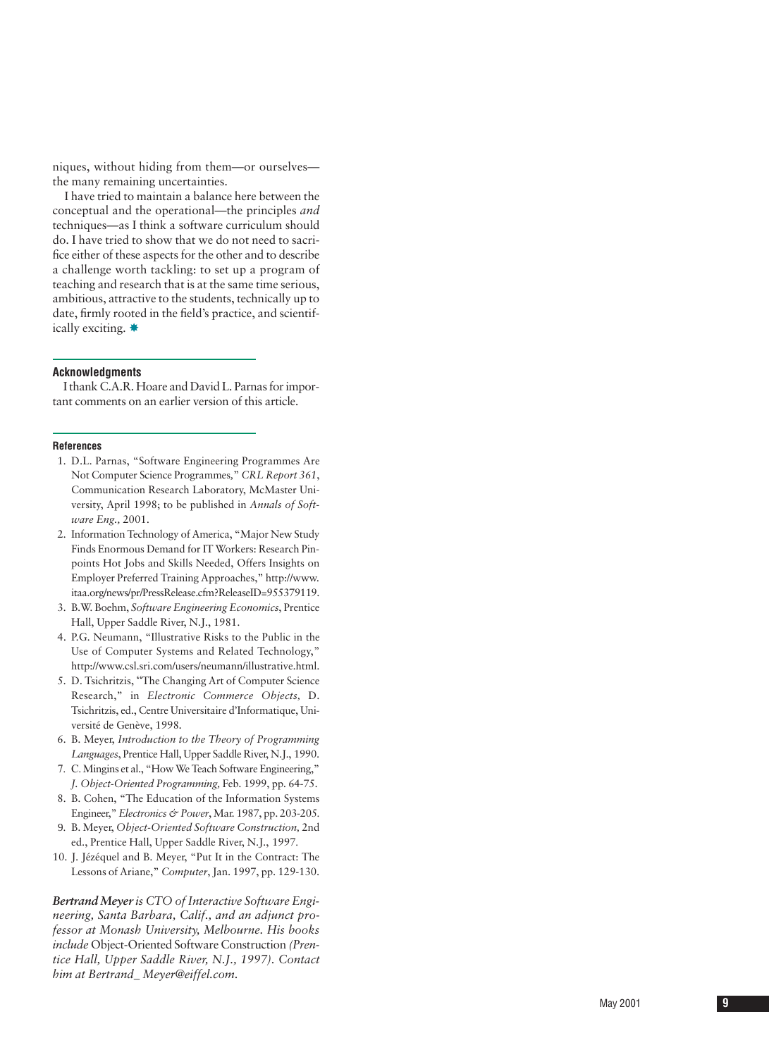niques, without hiding from them—or ourselves—the many remaining uncertainties.

I have tried to maintain a balance here between the conceptual and the operational—the principles *and* techniques—as I think a software curriculum should do. I have tried to show that we do not need to sacrifice either of these aspects for the other and to describe a challenge worth tackling: to set up a program of teaching and research that is at the same time serious, ambitious, attractive to the students, technically up to date, firmly rooted in the field's practice, and scientifically exciting. ✱

## Acknowledgments

I thank C.A.R. Hoare and David L. Parnas for important comments on an earlier version of this article.

## References

1. D.L. Parnas, "Software Engineering Programmes Are Not Computer Science Programmes," *CRL Report 361*, Communication Research Laboratory, McMaster University, April 1998; to be published in *Annals of Software Eng.,* 2001.
2. Information Technology of America, "Major New Study Finds Enormous Demand for IT Workers: Research Pinpoints Hot Jobs and Skills Needed, Offers Insights on Employer Preferred Training Approaches," http://www.itaa.org/news/pr/PressRelease.cfm?ReleaseID=955379119.
3. B.W. Boehm, *Software Engineering Economics*, Prentice Hall, Upper Saddle River, N.J., 1981.
4. P.G. Neumann, "Illustrative Risks to the Public in the Use of Computer Systems and Related Technology," http://www.csl.sri.com/users/neumann/illustrative.html.
5. D. Tsichritzis, "The Changing Art of Computer Science Research," in *Electronic Commerce Objects,* D. Tsichritzis, ed., Centre Universitaire d'Informatique, Université de Genève, 1998.
6. B. Meyer, *Introduction to the Theory of Programming Languages*, Prentice Hall, Upper Saddle River, N.J., 1990.
7. C. Mingins et al., "How We Teach Software Engineering," *J. Object-Oriented Programming,* Feb. 1999, pp. 64-75.
8. B. Cohen, "The Education of the Information Systems Engineer," *Electronics & Power*, Mar. 1987, pp. 203-205.
9. B. Meyer, *Object-Oriented Software Construction,* 2nd ed., Prentice Hall, Upper Saddle River, N.J., 1997.
10. J. Jézéquel and B. Meyer, "Put It in the Contract: The Lessons of Ariane," *Computer*, Jan. 1997, pp. 129-130.

***Bertrand Meyer** is CTO of Interactive Software Engineering, Santa Barbara, Calif., and an adjunct professor at Monash University, Melbourne. His books include* Object-Oriented Software Construction *(Prentice Hall, Upper Saddle River, N.J., 1997). Contact him at Bertrand_ Meyer@eiffel.com.*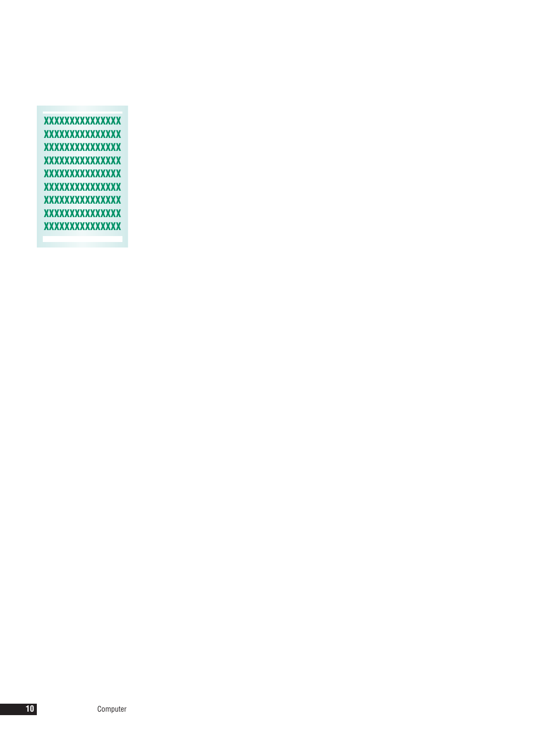XXXXXXXXXXXXXX
XXXXXXXXXXXXXX
XXXXXXXXXXXXXX
XXXXXXXXXXXXXX
XXXXXXXXXXXXXX
XXXXXXXXXXXXXX
XXXXXXXXXXXXXX
XXXXXXXXXXXXXX
XXXXXXXXXXXXXX